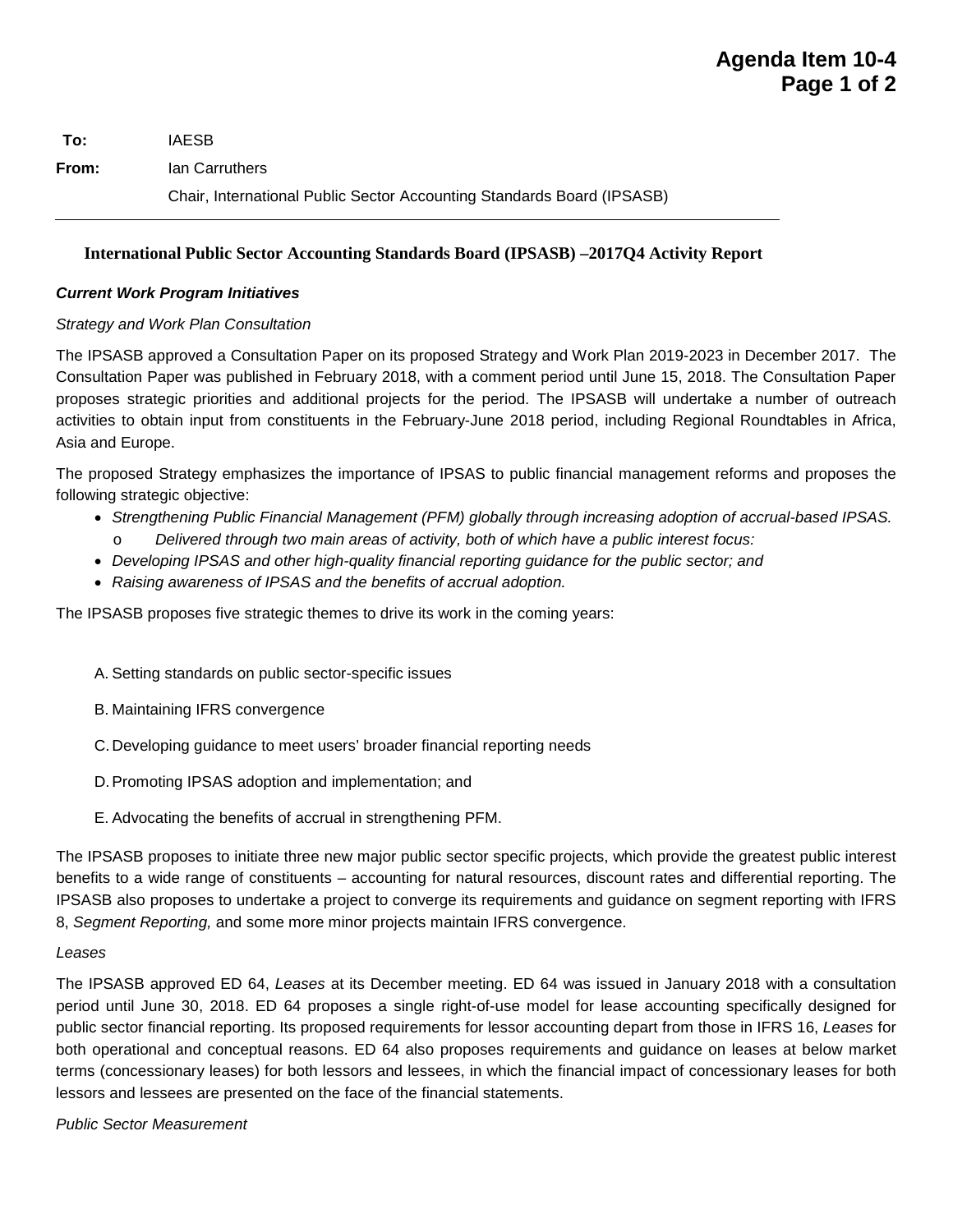**Agenda Item 10-4**

| | |
|---|---|
| **To:** | IAESB |
| **From:** | Ian Carruthers |
| | Chair, International Public Sector Accounting Standards Board (IPSASB) |

## International Public Sector Accounting Standards Board (IPSASB) –2017Q4 Activity Report

### *Current Work Program Initiatives*

*Strategy and Work Plan Consultation*

The IPSASB approved a Consultation Paper on its proposed Strategy and Work Plan 2019-2023 in December 2017. The Consultation Paper was published in February 2018, with a comment period until June 15, 2018. The Consultation Paper proposes strategic priorities and additional projects for the period. The IPSASB will undertake a number of outreach activities to obtain input from constituents in the February-June 2018 period, including Regional Roundtables in Africa, Asia and Europe.

The proposed Strategy emphasizes the importance of IPSAS to public financial management reforms and proposes the following strategic objective:

- *Strengthening Public Financial Management (PFM) globally through increasing adoption of accrual-based IPSAS.*
  - *Delivered through two main areas of activity, both of which have a public interest focus:*
- *Developing IPSAS and other high-quality financial reporting guidance for the public sector; and*
- *Raising awareness of IPSAS and the benefits of accrual adoption.*

The IPSASB proposes five strategic themes to drive its work in the coming years:

A. Setting standards on public sector-specific issues

B. Maintaining IFRS convergence

C. Developing guidance to meet users' broader financial reporting needs

D. Promoting IPSAS adoption and implementation; and

E. Advocating the benefits of accrual in strengthening PFM.

The IPSASB proposes to initiate three new major public sector specific projects, which provide the greatest public interest benefits to a wide range of constituents – accounting for natural resources, discount rates and differential reporting. The IPSASB also proposes to undertake a project to converge its requirements and guidance on segment reporting with IFRS 8, *Segment Reporting,* and some more minor projects maintain IFRS convergence.

*Leases*

The IPSASB approved ED 64, *Leases* at its December meeting. ED 64 was issued in January 2018 with a consultation period until June 30, 2018. ED 64 proposes a single right-of-use model for lease accounting specifically designed for public sector financial reporting. Its proposed requirements for lessor accounting depart from those in IFRS 16, *Leases* for both operational and conceptual reasons. ED 64 also proposes requirements and guidance on leases at below market terms (concessionary leases) for both lessors and lessees, in which the financial impact of concessionary leases for both lessors and lessees are presented on the face of the financial statements.

*Public Sector Measurement*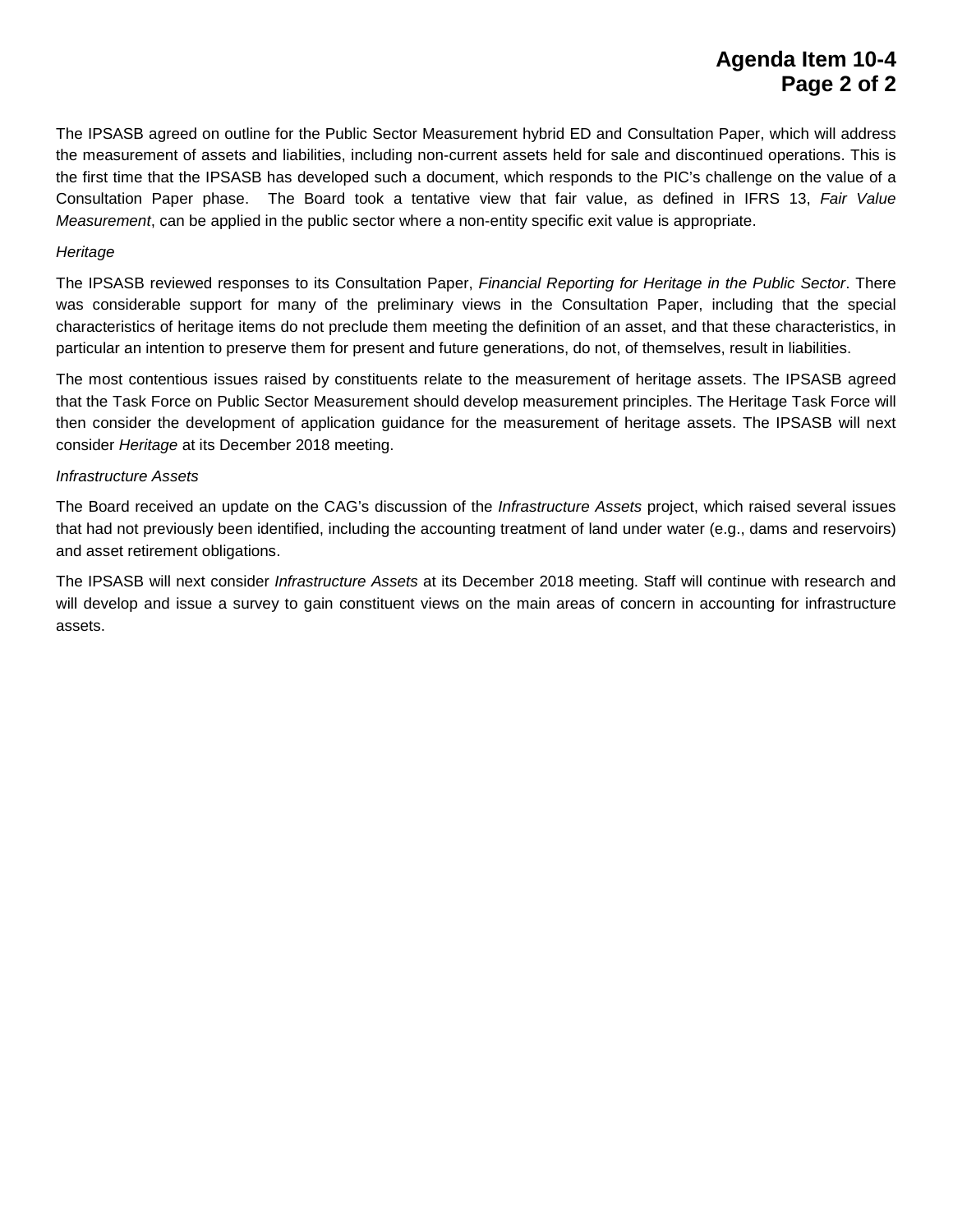The IPSASB agreed on outline for the Public Sector Measurement hybrid ED and Consultation Paper, which will address the measurement of assets and liabilities, including non-current assets held for sale and discontinued operations. This is the first time that the IPSASB has developed such a document, which responds to the PIC's challenge on the value of a Consultation Paper phase. The Board took a tentative view that fair value, as defined in IFRS 13, *Fair Value Measurement*, can be applied in the public sector where a non-entity specific exit value is appropriate.

*Heritage*

The IPSASB reviewed responses to its Consultation Paper, *Financial Reporting for Heritage in the Public Sector*. There was considerable support for many of the preliminary views in the Consultation Paper, including that the special characteristics of heritage items do not preclude them meeting the definition of an asset, and that these characteristics, in particular an intention to preserve them for present and future generations, do not, of themselves, result in liabilities.

The most contentious issues raised by constituents relate to the measurement of heritage assets. The IPSASB agreed that the Task Force on Public Sector Measurement should develop measurement principles. The Heritage Task Force will then consider the development of application guidance for the measurement of heritage assets. The IPSASB will next consider *Heritage* at its December 2018 meeting.

*Infrastructure Assets*

The Board received an update on the CAG's discussion of the *Infrastructure Assets* project, which raised several issues that had not previously been identified, including the accounting treatment of land under water (e.g., dams and reservoirs) and asset retirement obligations.

The IPSASB will next consider *Infrastructure Assets* at its December 2018 meeting. Staff will continue with research and will develop and issue a survey to gain constituent views on the main areas of concern in accounting for infrastructure assets.